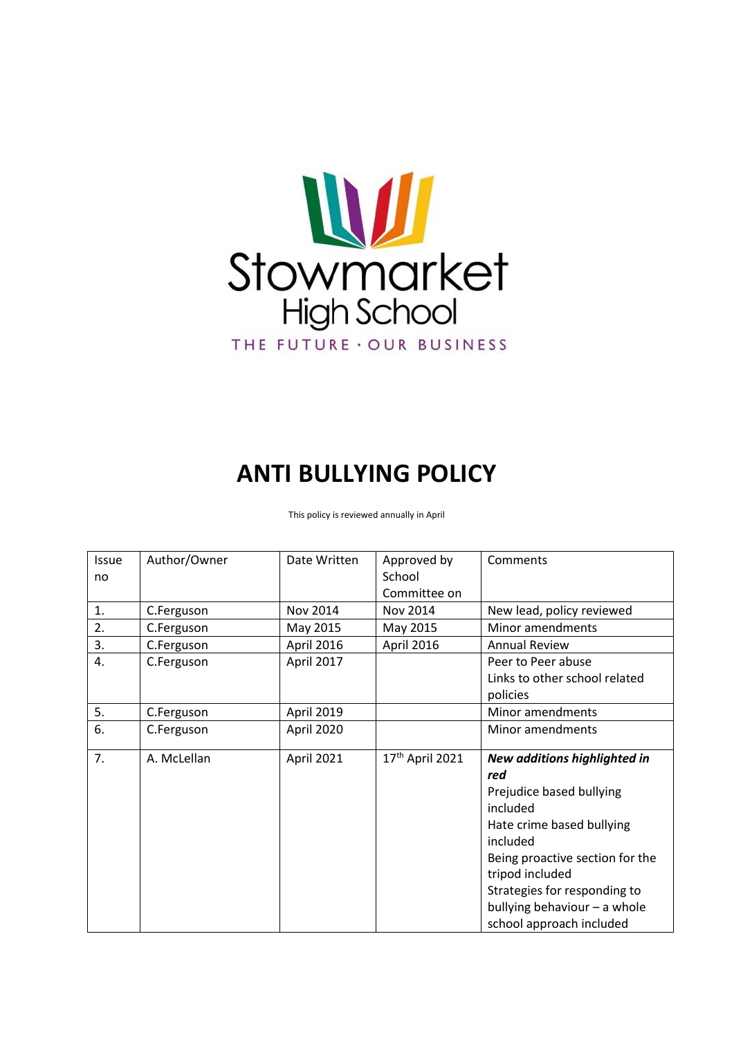Stowmarket
High School
THE FUTURE · OUR BUSINESS

# ANTI BULLYING POLICY

This policy is reviewed annually in April

| Issue no | Author/Owner | Date Written | Approved by School Committee on | Comments |
|---|---|---|---|---|
| 1. | C.Ferguson | Nov 2014 | Nov 2014 | New lead, policy reviewed |
| 2. | C.Ferguson | May 2015 | May 2015 | Minor amendments |
| 3. | C.Ferguson | April 2016 | April 2016 | Annual Review |
| 4. | C.Ferguson | April 2017 | | Peer to Peer abuse<br>Links to other school related policies |
| 5. | C.Ferguson | April 2019 | | Minor amendments |
| 6. | C.Ferguson | April 2020 | | Minor amendments |
| 7. | A. McLellan | April 2021 | 17th April 2021 | ***New additions highlighted in red***<br>Prejudice based bullying included<br>Hate crime based bullying included<br>Being proactive section for the tripod included<br>Strategies for responding to bullying behaviour – a whole school approach included |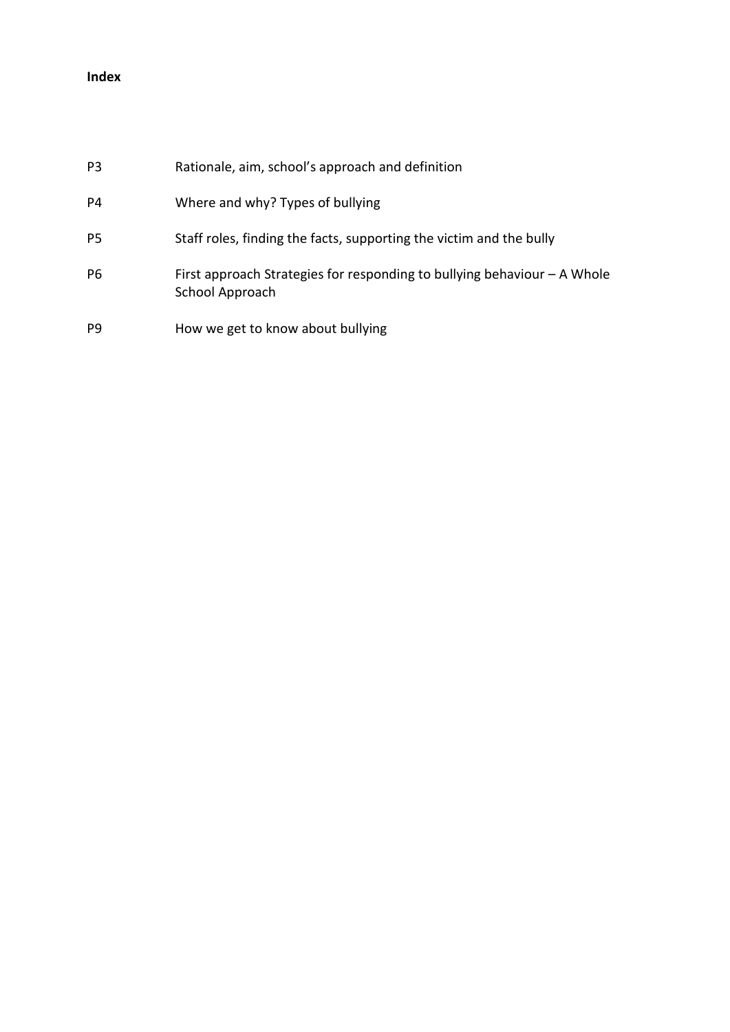**Index**

| | |
|---|---|
| P3 | Rationale, aim, school's approach and definition |
| P4 | Where and why? Types of bullying |
| P5 | Staff roles, finding the facts, supporting the victim and the bully |
| P6 | First approach Strategies for responding to bullying behaviour – A Whole School Approach |
| P9 | How we get to know about bullying |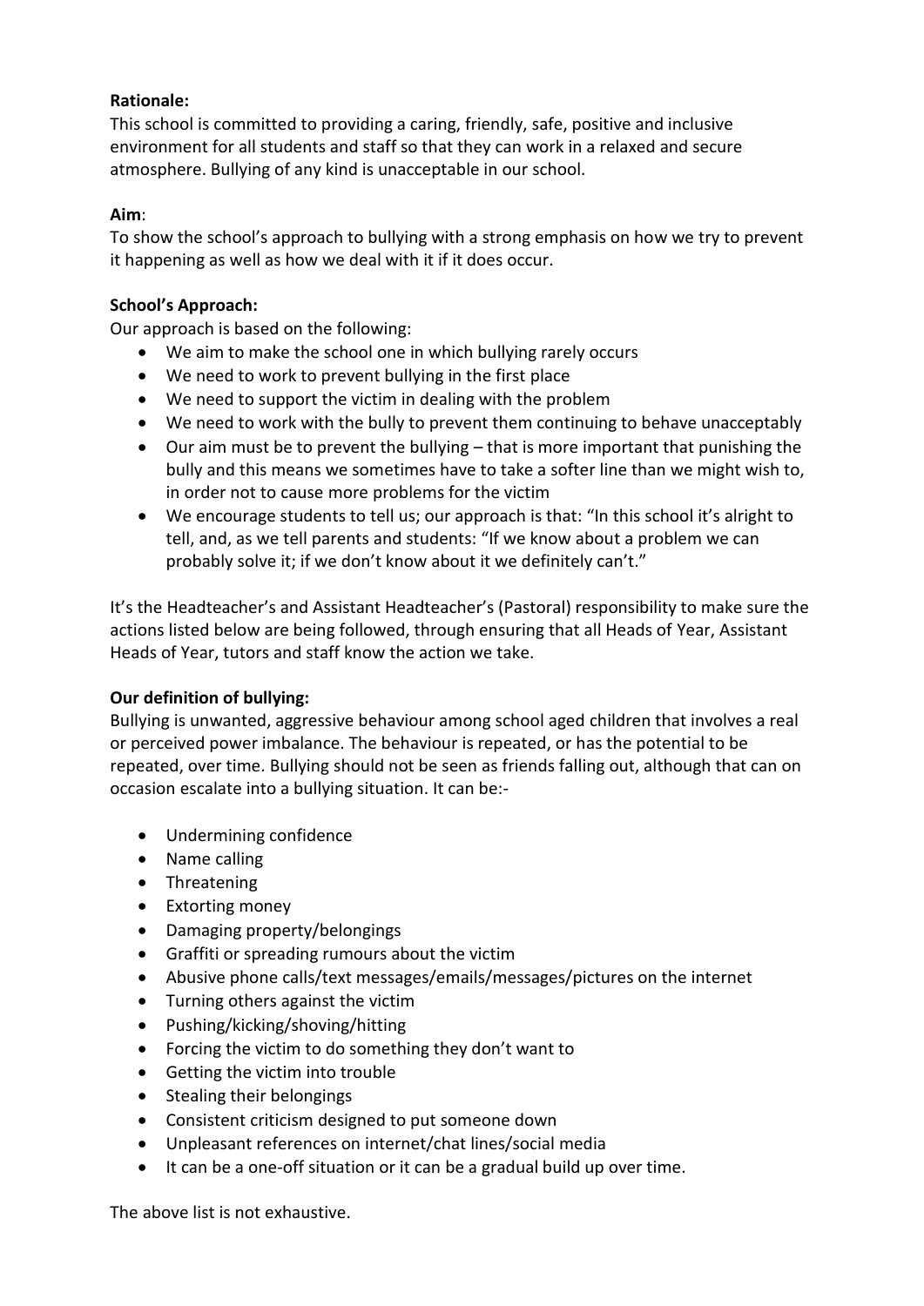**Rationale:**
This school is committed to providing a caring, friendly, safe, positive and inclusive environment for all students and staff so that they can work in a relaxed and secure atmosphere. Bullying of any kind is unacceptable in our school.

**Aim**:
To show the school's approach to bullying with a strong emphasis on how we try to prevent it happening as well as how we deal with it if it does occur.

**School's Approach:**
Our approach is based on the following:

- We aim to make the school one in which bullying rarely occurs
- We need to work to prevent bullying in the first place
- We need to support the victim in dealing with the problem
- We need to work with the bully to prevent them continuing to behave unacceptably
- Our aim must be to prevent the bullying – that is more important that punishing the bully and this means we sometimes have to take a softer line than we might wish to, in order not to cause more problems for the victim
- We encourage students to tell us; our approach is that: "In this school it's alright to tell, and, as we tell parents and students: "If we know about a problem we can probably solve it; if we don't know about it we definitely can't."

It's the Headteacher's and Assistant Headteacher's (Pastoral) responsibility to make sure the actions listed below are being followed, through ensuring that all Heads of Year, Assistant Heads of Year, tutors and staff know the action we take.

**Our definition of bullying:**
Bullying is unwanted, aggressive behaviour among school aged children that involves a real or perceived power imbalance. The behaviour is repeated, or has the potential to be repeated, over time. Bullying should not be seen as friends falling out, although that can on occasion escalate into a bullying situation. It can be:-

- Undermining confidence
- Name calling
- Threatening
- Extorting money
- Damaging property/belongings
- Graffiti or spreading rumours about the victim
- Abusive phone calls/text messages/emails/messages/pictures on the internet
- Turning others against the victim
- Pushing/kicking/shoving/hitting
- Forcing the victim to do something they don't want to
- Getting the victim into trouble
- Stealing their belongings
- Consistent criticism designed to put someone down
- Unpleasant references on internet/chat lines/social media
- It can be a one-off situation or it can be a gradual build up over time.

The above list is not exhaustive.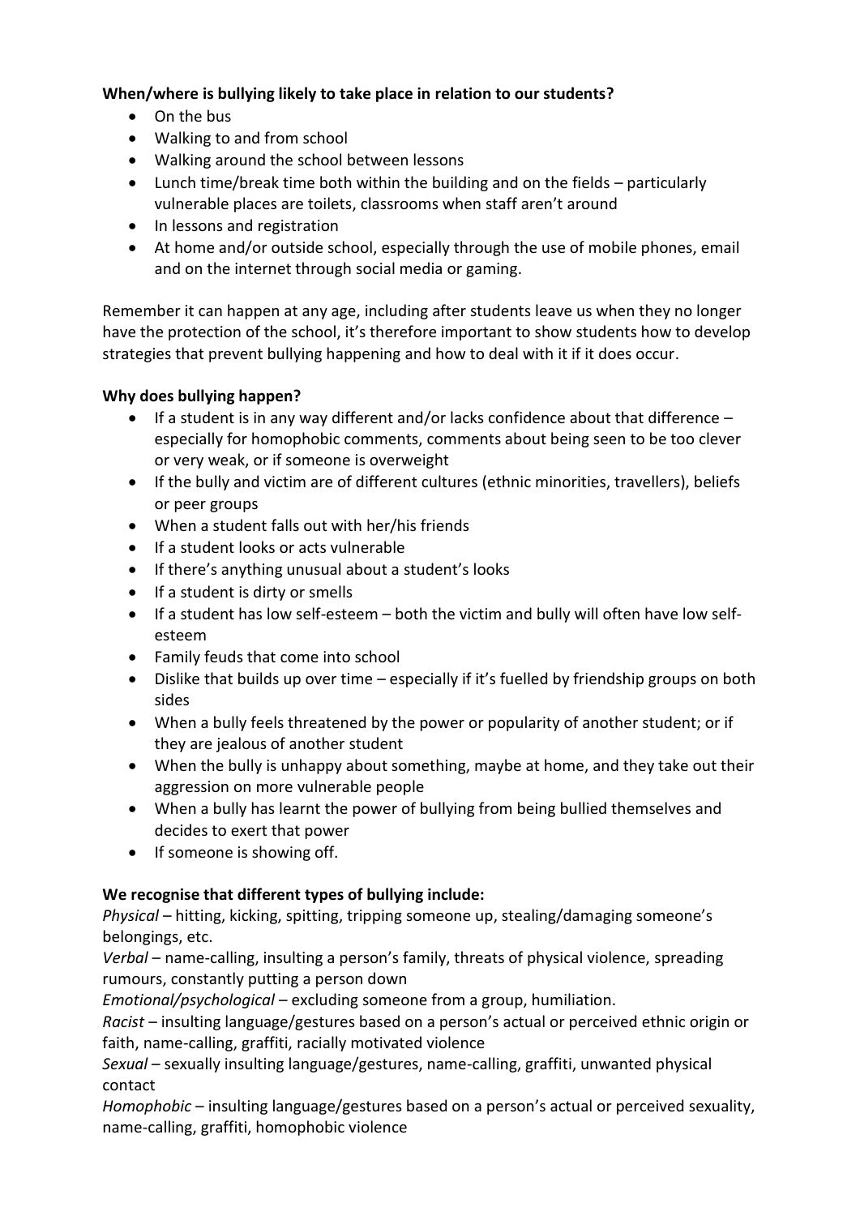**When/where is bullying likely to take place in relation to our students?**

- On the bus
- Walking to and from school
- Walking around the school between lessons
- Lunch time/break time both within the building and on the fields – particularly vulnerable places are toilets, classrooms when staff aren't around
- In lessons and registration
- At home and/or outside school, especially through the use of mobile phones, email and on the internet through social media or gaming.

Remember it can happen at any age, including after students leave us when they no longer have the protection of the school, it's therefore important to show students how to develop strategies that prevent bullying happening and how to deal with it if it does occur.

**Why does bullying happen?**

- If a student is in any way different and/or lacks confidence about that difference – especially for homophobic comments, comments about being seen to be too clever or very weak, or if someone is overweight
- If the bully and victim are of different cultures (ethnic minorities, travellers), beliefs or peer groups
- When a student falls out with her/his friends
- If a student looks or acts vulnerable
- If there's anything unusual about a student's looks
- If a student is dirty or smells
- If a student has low self-esteem – both the victim and bully will often have low self-esteem
- Family feuds that come into school
- Dislike that builds up over time – especially if it's fuelled by friendship groups on both sides
- When a bully feels threatened by the power or popularity of another student; or if they are jealous of another student
- When the bully is unhappy about something, maybe at home, and they take out their aggression on more vulnerable people
- When a bully has learnt the power of bullying from being bullied themselves and decides to exert that power
- If someone is showing off.

**We recognise that different types of bullying include:**

*Physical* – hitting, kicking, spitting, tripping someone up, stealing/damaging someone's belongings, etc.

*Verbal* – name-calling, insulting a person's family, threats of physical violence, spreading rumours, constantly putting a person down

*Emotional/psychological* – excluding someone from a group, humiliation.

*Racist* – insulting language/gestures based on a person's actual or perceived ethnic origin or faith, name-calling, graffiti, racially motivated violence

*Sexual* – sexually insulting language/gestures, name-calling, graffiti, unwanted physical contact

*Homophobic* – insulting language/gestures based on a person's actual or perceived sexuality, name-calling, graffiti, homophobic violence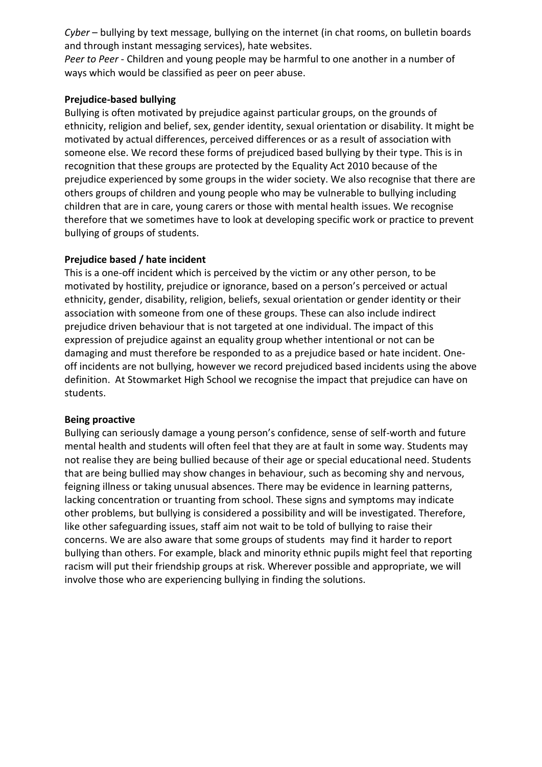*Cyber* – bullying by text message, bullying on the internet (in chat rooms, on bulletin boards and through instant messaging services), hate websites.
*Peer to Peer* - Children and young people may be harmful to one another in a number of ways which would be classified as peer on peer abuse.

**Prejudice-based bullying**
Bullying is often motivated by prejudice against particular groups, on the grounds of ethnicity, religion and belief, sex, gender identity, sexual orientation or disability. It might be motivated by actual differences, perceived differences or as a result of association with someone else. We record these forms of prejudiced based bullying by their type. This is in recognition that these groups are protected by the Equality Act 2010 because of the prejudice experienced by some groups in the wider society. We also recognise that there are others groups of children and young people who may be vulnerable to bullying including children that are in care, young carers or those with mental health issues. We recognise therefore that we sometimes have to look at developing specific work or practice to prevent bullying of groups of students.

**Prejudice based / hate incident**
This is a one-off incident which is perceived by the victim or any other person, to be motivated by hostility, prejudice or ignorance, based on a person's perceived or actual ethnicity, gender, disability, religion, beliefs, sexual orientation or gender identity or their association with someone from one of these groups. These can also include indirect prejudice driven behaviour that is not targeted at one individual. The impact of this expression of prejudice against an equality group whether intentional or not can be damaging and must therefore be responded to as a prejudice based or hate incident. One-off incidents are not bullying, however we record prejudiced based incidents using the above definition. At Stowmarket High School we recognise the impact that prejudice can have on students.

**Being proactive**
Bullying can seriously damage a young person's confidence, sense of self-worth and future mental health and students will often feel that they are at fault in some way. Students may not realise they are being bullied because of their age or special educational need. Students that are being bullied may show changes in behaviour, such as becoming shy and nervous, feigning illness or taking unusual absences. There may be evidence in learning patterns, lacking concentration or truanting from school. These signs and symptoms may indicate other problems, but bullying is considered a possibility and will be investigated. Therefore, like other safeguarding issues, staff aim not wait to be told of bullying to raise their concerns. We are also aware that some groups of students may find it harder to report bullying than others. For example, black and minority ethnic pupils might feel that reporting racism will put their friendship groups at risk. Wherever possible and appropriate, we will involve those who are experiencing bullying in finding the solutions.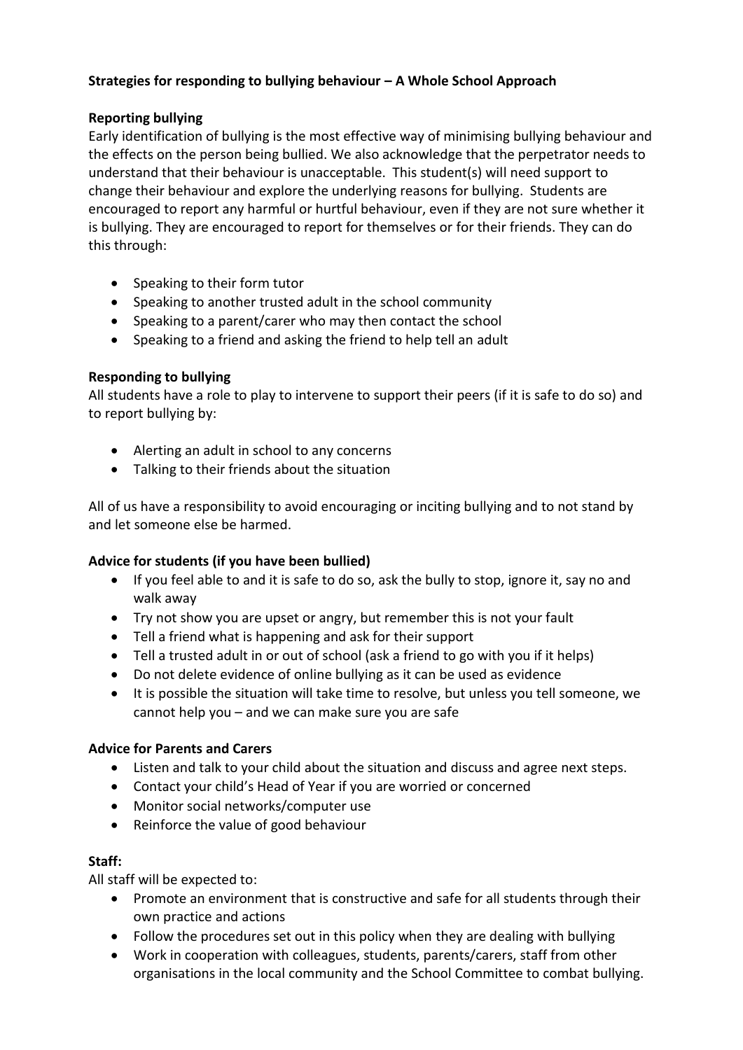**Strategies for responding to bullying behaviour – A Whole School Approach**

**Reporting bullying**

Early identification of bullying is the most effective way of minimising bullying behaviour and the effects on the person being bullied. We also acknowledge that the perpetrator needs to understand that their behaviour is unacceptable. This student(s) will need support to change their behaviour and explore the underlying reasons for bullying. Students are encouraged to report any harmful or hurtful behaviour, even if they are not sure whether it is bullying. They are encouraged to report for themselves or for their friends. They can do this through:

- Speaking to their form tutor
- Speaking to another trusted adult in the school community
- Speaking to a parent/carer who may then contact the school
- Speaking to a friend and asking the friend to help tell an adult

**Responding to bullying**

All students have a role to play to intervene to support their peers (if it is safe to do so) and to report bullying by:

- Alerting an adult in school to any concerns
- Talking to their friends about the situation

All of us have a responsibility to avoid encouraging or inciting bullying and to not stand by and let someone else be harmed.

**Advice for students (if you have been bullied)**

- If you feel able to and it is safe to do so, ask the bully to stop, ignore it, say no and walk away
- Try not show you are upset or angry, but remember this is not your fault
- Tell a friend what is happening and ask for their support
- Tell a trusted adult in or out of school (ask a friend to go with you if it helps)
- Do not delete evidence of online bullying as it can be used as evidence
- It is possible the situation will take time to resolve, but unless you tell someone, we cannot help you – and we can make sure you are safe

**Advice for Parents and Carers**

- Listen and talk to your child about the situation and discuss and agree next steps.
- Contact your child's Head of Year if you are worried or concerned
- Monitor social networks/computer use
- Reinforce the value of good behaviour

**Staff:**

All staff will be expected to:

- Promote an environment that is constructive and safe for all students through their own practice and actions
- Follow the procedures set out in this policy when they are dealing with bullying
- Work in cooperation with colleagues, students, parents/carers, staff from other organisations in the local community and the School Committee to combat bullying.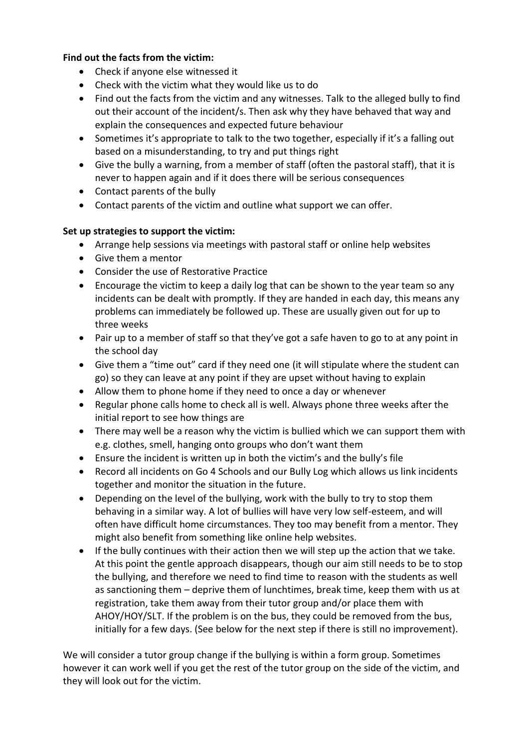**Find out the facts from the victim:**

- Check if anyone else witnessed it
- Check with the victim what they would like us to do
- Find out the facts from the victim and any witnesses. Talk to the alleged bully to find out their account of the incident/s. Then ask why they have behaved that way and explain the consequences and expected future behaviour
- Sometimes it's appropriate to talk to the two together, especially if it's a falling out based on a misunderstanding, to try and put things right
- Give the bully a warning, from a member of staff (often the pastoral staff), that it is never to happen again and if it does there will be serious consequences
- Contact parents of the bully
- Contact parents of the victim and outline what support we can offer.

**Set up strategies to support the victim:**

- Arrange help sessions via meetings with pastoral staff or online help websites
- Give them a mentor
- Consider the use of Restorative Practice
- Encourage the victim to keep a daily log that can be shown to the year team so any incidents can be dealt with promptly. If they are handed in each day, this means any problems can immediately be followed up. These are usually given out for up to three weeks
- Pair up to a member of staff so that they've got a safe haven to go to at any point in the school day
- Give them a "time out" card if they need one (it will stipulate where the student can go) so they can leave at any point if they are upset without having to explain
- Allow them to phone home if they need to once a day or whenever
- Regular phone calls home to check all is well. Always phone three weeks after the initial report to see how things are
- There may well be a reason why the victim is bullied which we can support them with e.g. clothes, smell, hanging onto groups who don't want them
- Ensure the incident is written up in both the victim's and the bully's file
- Record all incidents on Go 4 Schools and our Bully Log which allows us link incidents together and monitor the situation in the future.
- Depending on the level of the bullying, work with the bully to try to stop them behaving in a similar way. A lot of bullies will have very low self-esteem, and will often have difficult home circumstances. They too may benefit from a mentor. They might also benefit from something like online help websites.
- If the bully continues with their action then we will step up the action that we take. At this point the gentle approach disappears, though our aim still needs to be to stop the bullying, and therefore we need to find time to reason with the students as well as sanctioning them – deprive them of lunchtimes, break time, keep them with us at registration, take them away from their tutor group and/or place them with AHOY/HOY/SLT. If the problem is on the bus, they could be removed from the bus, initially for a few days. (See below for the next step if there is still no improvement).

We will consider a tutor group change if the bullying is within a form group. Sometimes however it can work well if you get the rest of the tutor group on the side of the victim, and they will look out for the victim.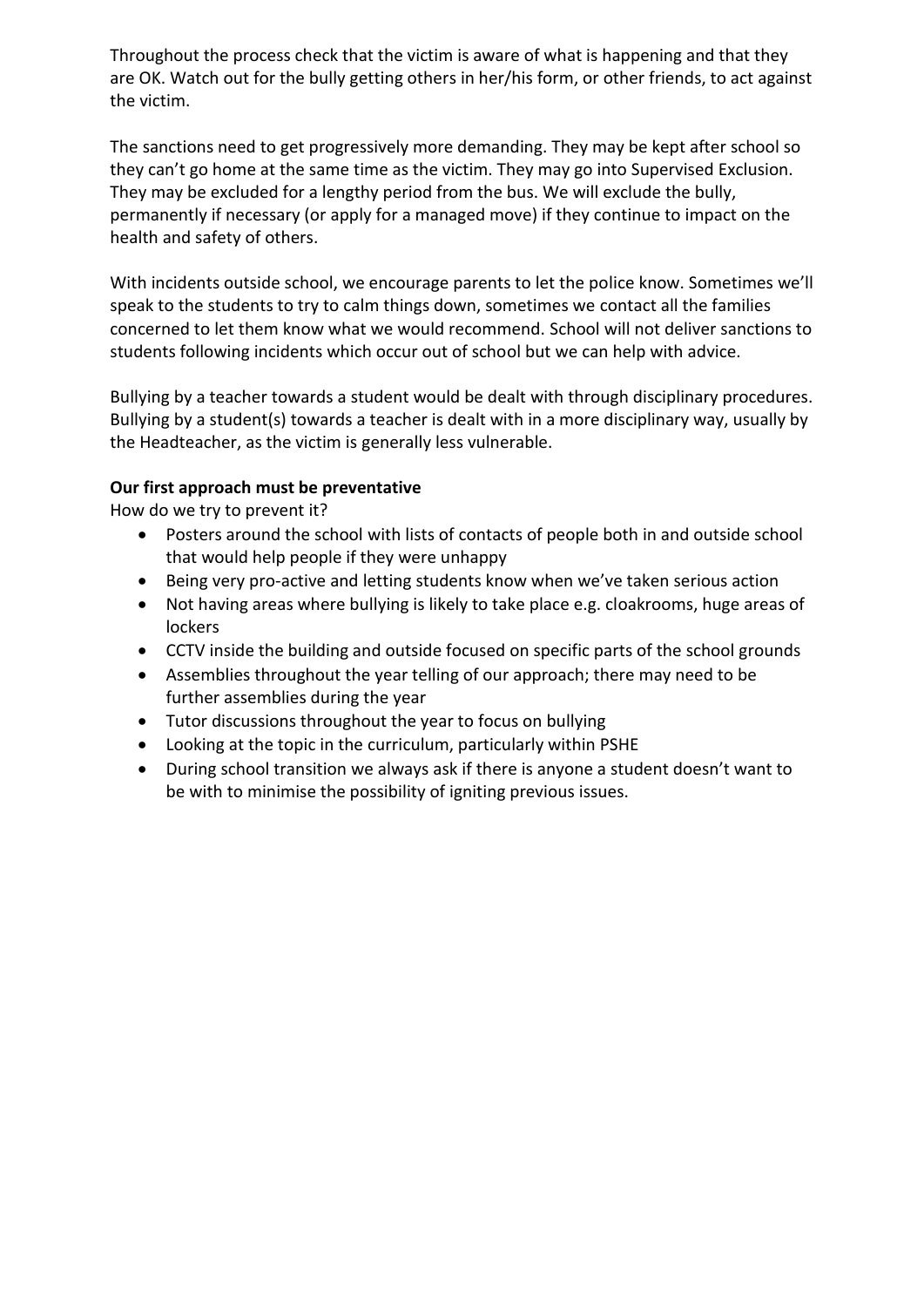Throughout the process check that the victim is aware of what is happening and that they are OK. Watch out for the bully getting others in her/his form, or other friends, to act against the victim.

The sanctions need to get progressively more demanding. They may be kept after school so they can't go home at the same time as the victim. They may go into Supervised Exclusion. They may be excluded for a lengthy period from the bus. We will exclude the bully, permanently if necessary (or apply for a managed move) if they continue to impact on the health and safety of others.

With incidents outside school, we encourage parents to let the police know. Sometimes we'll speak to the students to try to calm things down, sometimes we contact all the families concerned to let them know what we would recommend. School will not deliver sanctions to students following incidents which occur out of school but we can help with advice.

Bullying by a teacher towards a student would be dealt with through disciplinary procedures. Bullying by a student(s) towards a teacher is dealt with in a more disciplinary way, usually by the Headteacher, as the victim is generally less vulnerable.

**Our first approach must be preventative**

How do we try to prevent it?

- Posters around the school with lists of contacts of people both in and outside school that would help people if they were unhappy
- Being very pro-active and letting students know when we've taken serious action
- Not having areas where bullying is likely to take place e.g. cloakrooms, huge areas of lockers
- CCTV inside the building and outside focused on specific parts of the school grounds
- Assemblies throughout the year telling of our approach; there may need to be further assemblies during the year
- Tutor discussions throughout the year to focus on bullying
- Looking at the topic in the curriculum, particularly within PSHE
- During school transition we always ask if there is anyone a student doesn't want to be with to minimise the possibility of igniting previous issues.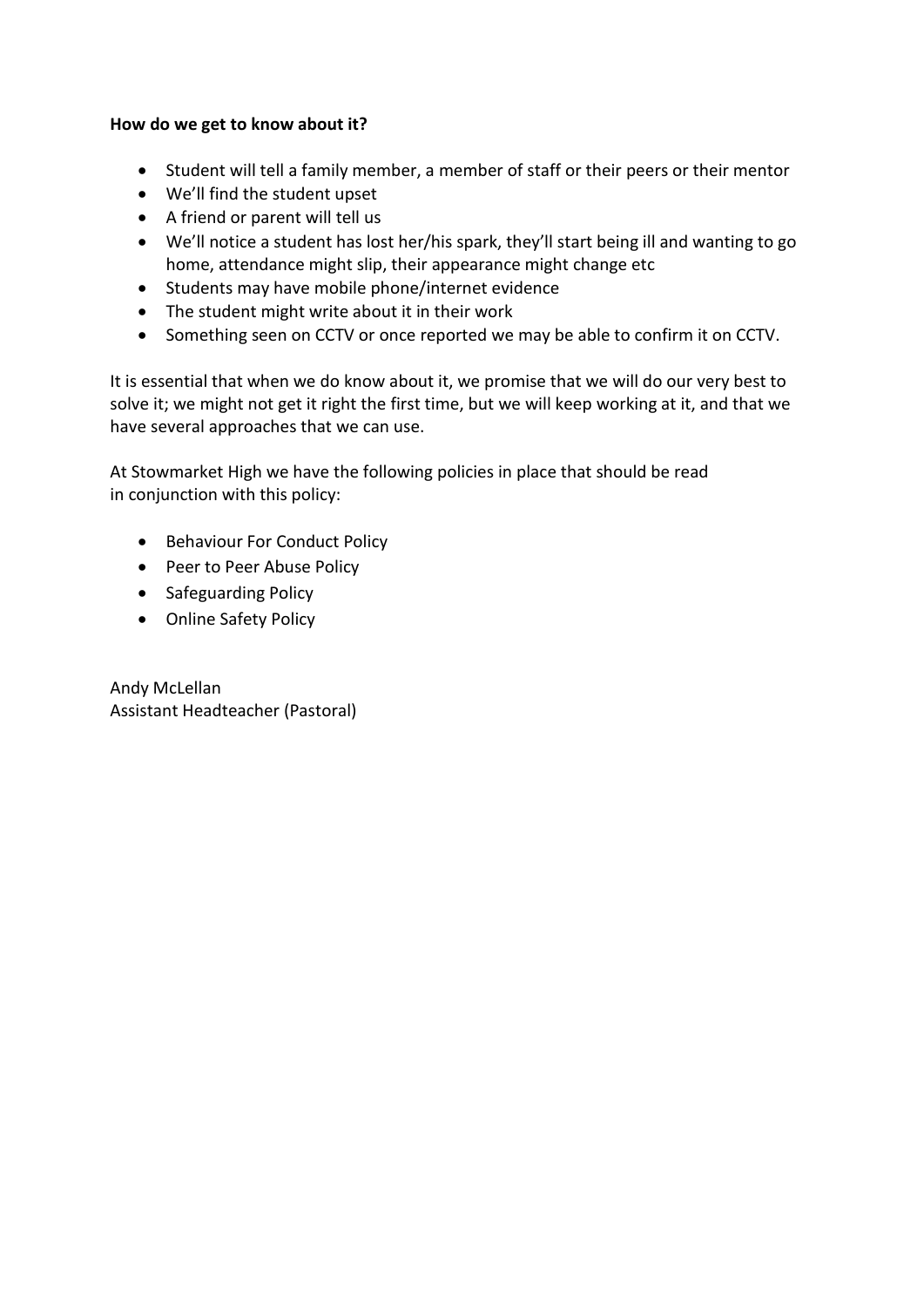**How do we get to know about it?**

- Student will tell a family member, a member of staff or their peers or their mentor
- We'll find the student upset
- A friend or parent will tell us
- We'll notice a student has lost her/his spark, they'll start being ill and wanting to go home, attendance might slip, their appearance might change etc
- Students may have mobile phone/internet evidence
- The student might write about it in their work
- Something seen on CCTV or once reported we may be able to confirm it on CCTV.

It is essential that when we do know about it, we promise that we will do our very best to solve it; we might not get it right the first time, but we will keep working at it, and that we have several approaches that we can use.

At Stowmarket High we have the following policies in place that should be read in conjunction with this policy:

- Behaviour For Conduct Policy
- Peer to Peer Abuse Policy
- Safeguarding Policy
- Online Safety Policy

Andy McLellan
Assistant Headteacher (Pastoral)